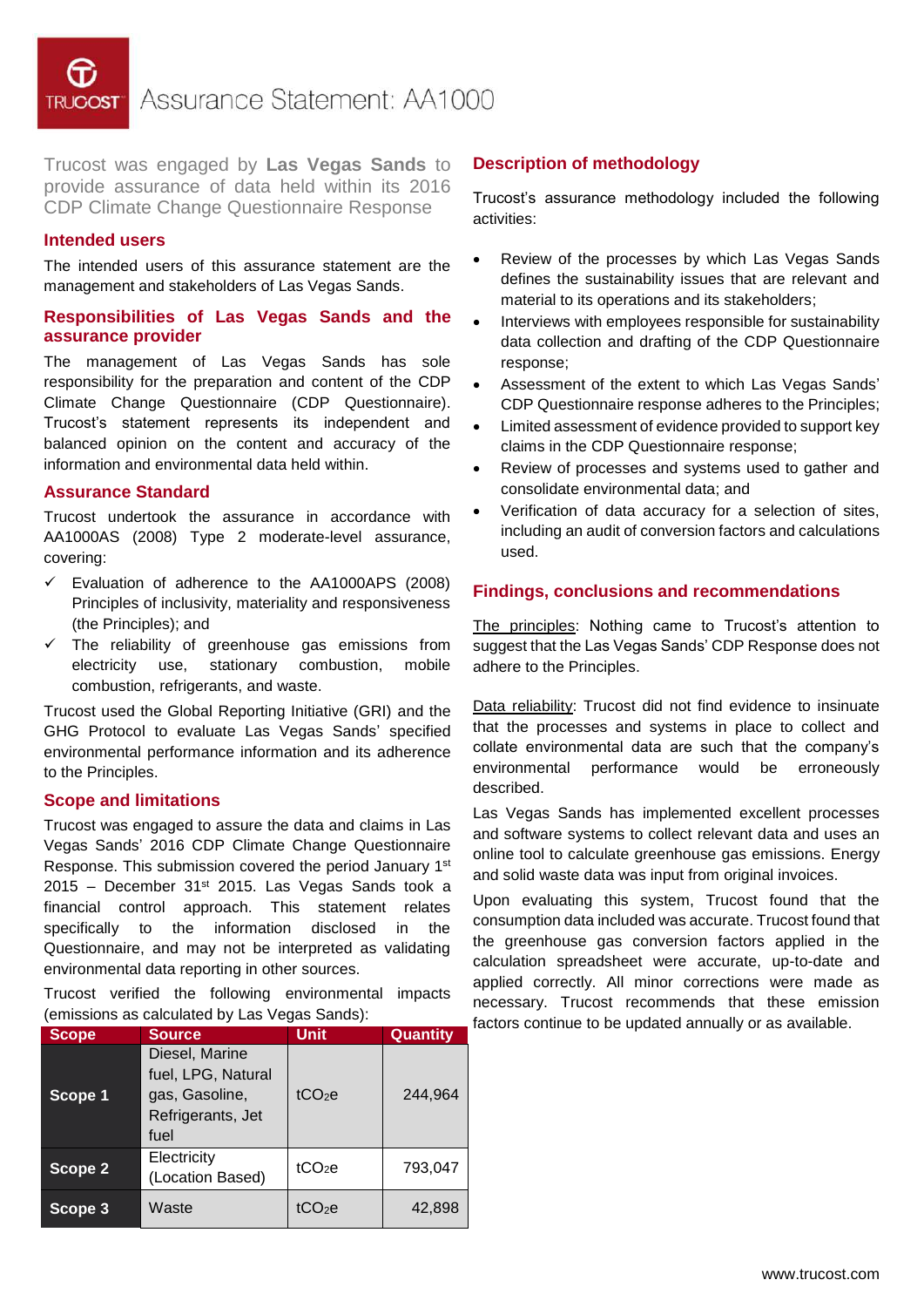# Assurance Statement: AA1000

Trucost was engaged by **Las Vegas Sands** to provide assurance of data held within its 2016 CDP Climate Change Questionnaire Response

## Intended users

The intended users of this assurance statement are the management and stakeholders of Las Vegas Sands.

## Responsibilities of Las Vegas Sands and the assurance provider

The management of Las Vegas Sands has sole responsibility for the preparation and content of the CDP Climate Change Questionnaire (CDP Questionnaire). Trucost's statement represents its independent and balanced opinion on the content and accuracy of the information and environmental data held within.

## Assurance Standard

Trucost undertook the assurance in accordance with AA1000AS (2008) Type 2 moderate-level assurance, covering:

- ✓ Evaluation of adherence to the AA1000APS (2008) Principles of inclusivity, materiality and responsiveness (the Principles); and
- ✓ The reliability of greenhouse gas emissions from electricity use, stationary combustion, mobile combustion, refrigerants, and waste.

Trucost used the Global Reporting Initiative (GRI) and the GHG Protocol to evaluate Las Vegas Sands' specified environmental performance information and its adherence to the Principles.

## Scope and limitations

Trucost was engaged to assure the data and claims in Las Vegas Sands' 2016 CDP Climate Change Questionnaire Response. This submission covered the period January 1st 2015 – December 31st 2015. Las Vegas Sands took a financial control approach. This statement relates specifically to the information disclosed in the Questionnaire, and may not be interpreted as validating environmental data reporting in other sources.

Trucost verified the following environmental impacts (emissions as calculated by Las Vegas Sands):

| Scope | Source | Unit | Quantity |
|---|---|---|---|
| **Scope 1** | Diesel, Marine fuel, LPG, Natural gas, Gasoline, Refrigerants, Jet fuel | $tCO_2e$ | 244,964 |
| **Scope 2** | Electricity (Location Based) | $tCO_2e$ | 793,047 |
| **Scope 3** | Waste | $tCO_2e$ | 42,898 |

## Description of methodology

Trucost's assurance methodology included the following activities:

- Review of the processes by which Las Vegas Sands defines the sustainability issues that are relevant and material to its operations and its stakeholders;
- Interviews with employees responsible for sustainability data collection and drafting of the CDP Questionnaire response;
- Assessment of the extent to which Las Vegas Sands' CDP Questionnaire response adheres to the Principles;
- Limited assessment of evidence provided to support key claims in the CDP Questionnaire response;
- Review of processes and systems used to gather and consolidate environmental data; and
- Verification of data accuracy for a selection of sites, including an audit of conversion factors and calculations used.

## Findings, conclusions and recommendations

The principles: Nothing came to Trucost's attention to suggest that the Las Vegas Sands' CDP Response does not adhere to the Principles.

Data reliability: Trucost did not find evidence to insinuate that the processes and systems in place to collect and collate environmental data are such that the company's environmental performance would be erroneously described.

Las Vegas Sands has implemented excellent processes and software systems to collect relevant data and uses an online tool to calculate greenhouse gas emissions. Energy and solid waste data was input from original invoices.

Upon evaluating this system, Trucost found that the consumption data included was accurate. Trucost found that the greenhouse gas conversion factors applied in the calculation spreadsheet were accurate, up-to-date and applied correctly. All minor corrections were made as necessary. Trucost recommends that these emission factors continue to be updated annually or as available.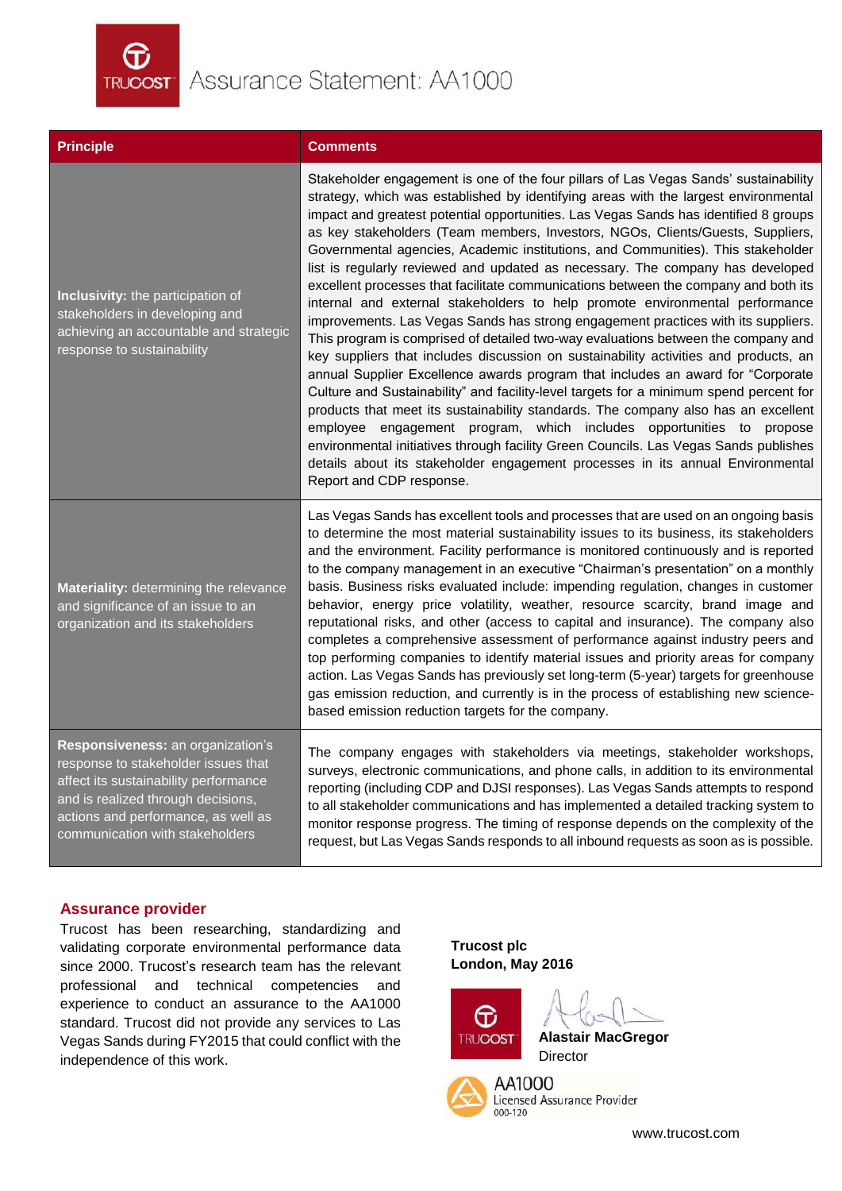# Assurance Statement: AA1000

| Principle | Comments |
|---|---|
| **Inclusivity:** the participation of stakeholders in developing and achieving an accountable and strategic response to sustainability | Stakeholder engagement is one of the four pillars of Las Vegas Sands' sustainability strategy, which was established by identifying areas with the largest environmental impact and greatest potential opportunities. Las Vegas Sands has identified 8 groups as key stakeholders (Team members, Investors, NGOs, Clients/Guests, Suppliers, Governmental agencies, Academic institutions, and Communities). This stakeholder list is regularly reviewed and updated as necessary. The company has developed excellent processes that facilitate communications between the company and both its internal and external stakeholders to help promote environmental performance improvements. Las Vegas Sands has strong engagement practices with its suppliers. This program is comprised of detailed two-way evaluations between the company and key suppliers that includes discussion on sustainability activities and products, an annual Supplier Excellence awards program that includes an award for "Corporate Culture and Sustainability" and facility-level targets for a minimum spend percent for products that meet its sustainability standards. The company also has an excellent employee engagement program, which includes opportunities to propose environmental initiatives through facility Green Councils. Las Vegas Sands publishes details about its stakeholder engagement processes in its annual Environmental Report and CDP response. |
| **Materiality:** determining the relevance and significance of an issue to an organization and its stakeholders | Las Vegas Sands has excellent tools and processes that are used on an ongoing basis to determine the most material sustainability issues to its business, its stakeholders and the environment. Facility performance is monitored continuously and is reported to the company management in an executive "Chairman's presentation" on a monthly basis. Business risks evaluated include: impending regulation, changes in customer behavior, energy price volatility, weather, resource scarcity, brand image and reputational risks, and other (access to capital and insurance). The company also completes a comprehensive assessment of performance against industry peers and top performing companies to identify material issues and priority areas for company action. Las Vegas Sands has previously set long-term (5-year) targets for greenhouse gas emission reduction, and currently is in the process of establishing new science-based emission reduction targets for the company. |
| **Responsiveness:** an organization's response to stakeholder issues that affect its sustainability performance and is realized through decisions, actions and performance, as well as communication with stakeholders | The company engages with stakeholders via meetings, stakeholder workshops, surveys, electronic communications, and phone calls, in addition to its environmental reporting (including CDP and DJSI responses). Las Vegas Sands attempts to respond to all stakeholder communications and has implemented a detailed tracking system to monitor response progress. The timing of response depends on the complexity of the request, but Las Vegas Sands responds to all inbound requests as soon as is possible. |

## Assurance provider

Trucost has been researching, standardizing and validating corporate environmental performance data since 2000. Trucost's research team has the relevant professional and technical competencies and experience to conduct an assurance to the AA1000 standard. Trucost did not provide any services to Las Vegas Sands during FY2015 that could conflict with the independence of this work.

**Trucost plc**
**London, May 2016**

**Alastair MacGregor**
Director

AA1000
Licensed Assurance Provider
000-120

www.trucost.com